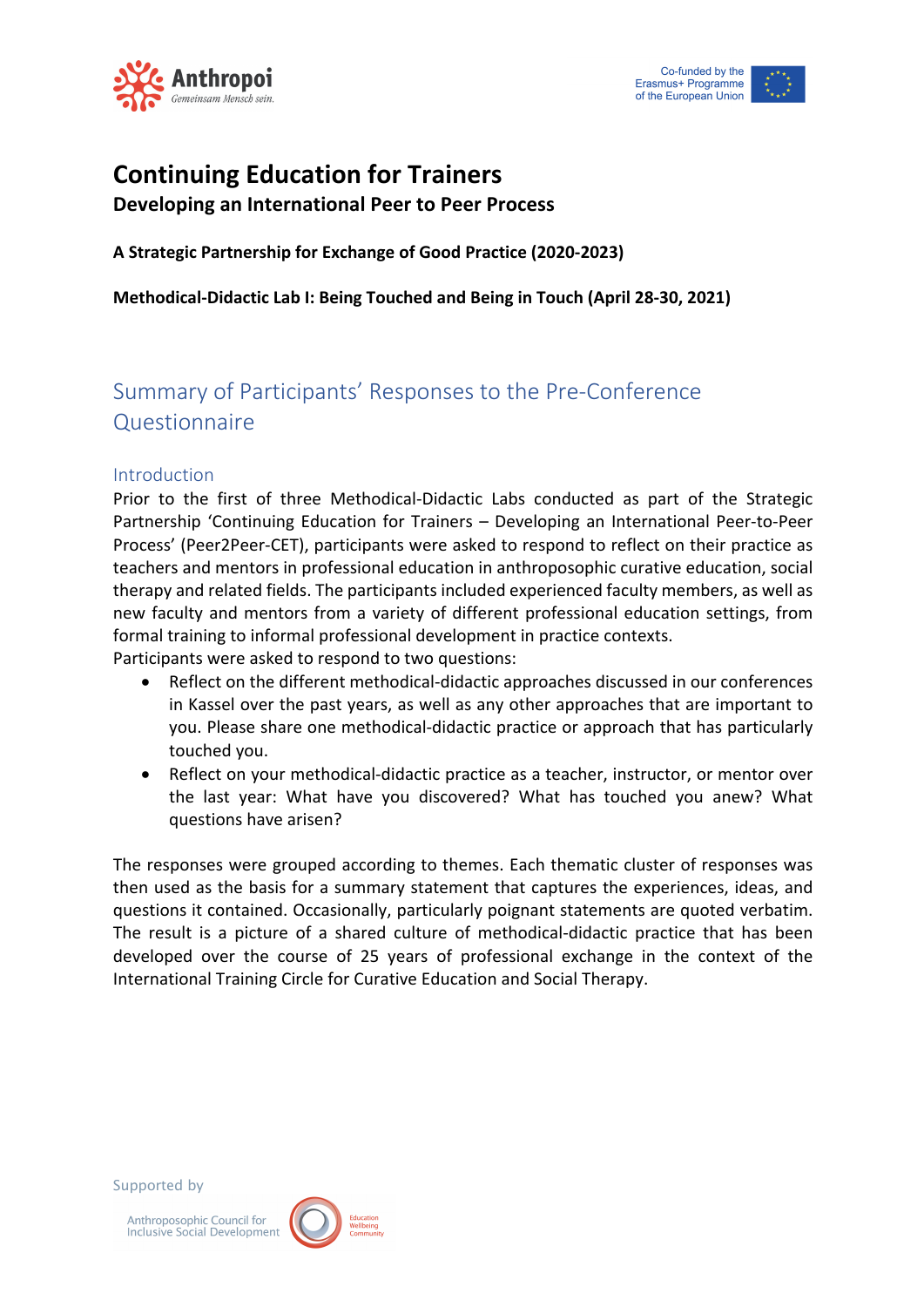Anthropoi
Gemeinsam Mensch sein.

Co-funded by the Erasmus+ Programme of the European Union

# Continuing Education for Trainers

**Developing an International Peer to Peer Process**

**A Strategic Partnership for Exchange of Good Practice (2020-2023)**

**Methodical-Didactic Lab I: Being Touched and Being in Touch (April 28-30, 2021)**

## Summary of Participants' Responses to the Pre-Conference Questionnaire

### Introduction

Prior to the first of three Methodical-Didactic Labs conducted as part of the Strategic Partnership 'Continuing Education for Trainers – Developing an International Peer-to-Peer Process' (Peer2Peer-CET), participants were asked to respond to reflect on their practice as teachers and mentors in professional education in anthroposophic curative education, social therapy and related fields. The participants included experienced faculty members, as well as new faculty and mentors from a variety of different professional education settings, from formal training to informal professional development in practice contexts.

Participants were asked to respond to two questions:

- Reflect on the different methodical-didactic approaches discussed in our conferences in Kassel over the past years, as well as any other approaches that are important to you. Please share one methodical-didactic practice or approach that has particularly touched you.
- Reflect on your methodical-didactic practice as a teacher, instructor, or mentor over the last year: What have you discovered? What has touched you anew? What questions have arisen?

The responses were grouped according to themes. Each thematic cluster of responses was then used as the basis for a summary statement that captures the experiences, ideas, and questions it contained. Occasionally, particularly poignant statements are quoted verbatim. The result is a picture of a shared culture of methodical-didactic practice that has been developed over the course of 25 years of professional exchange in the context of the International Training Circle for Curative Education and Social Therapy.

Supported by

Anthroposophic Council for Inclusive Social Development

Education Wellbeing Community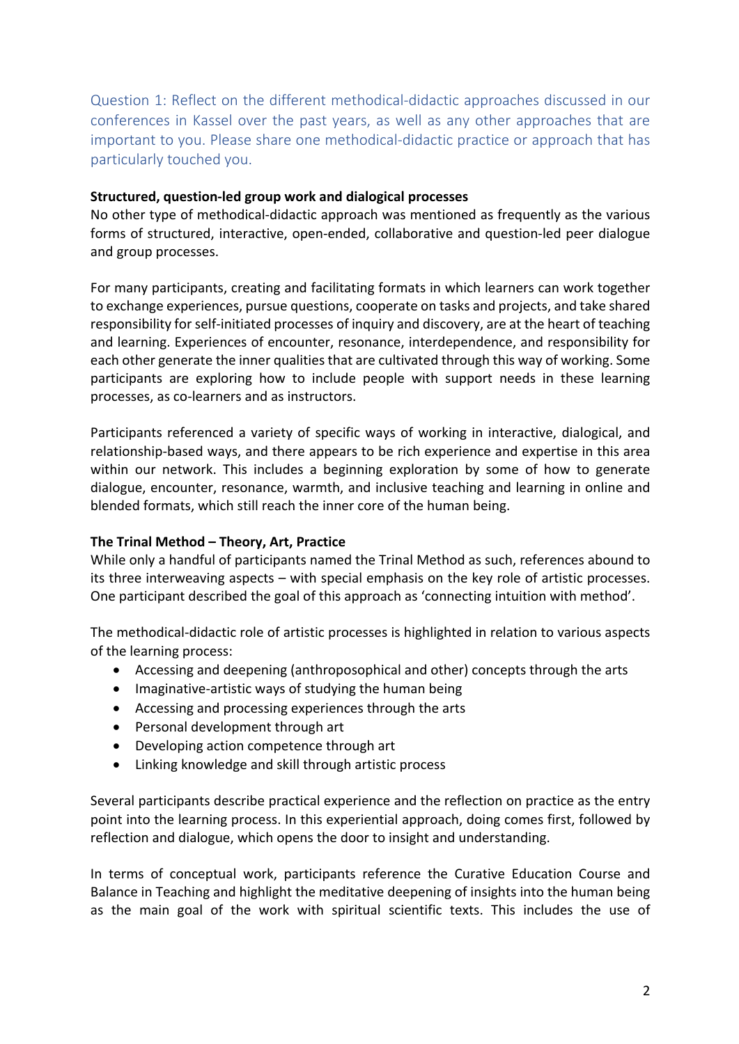Question 1: Reflect on the different methodical-didactic approaches discussed in our conferences in Kassel over the past years, as well as any other approaches that are important to you. Please share one methodical-didactic practice or approach that has particularly touched you.

**Structured, question-led group work and dialogical processes**

No other type of methodical-didactic approach was mentioned as frequently as the various forms of structured, interactive, open-ended, collaborative and question-led peer dialogue and group processes.

For many participants, creating and facilitating formats in which learners can work together to exchange experiences, pursue questions, cooperate on tasks and projects, and take shared responsibility for self-initiated processes of inquiry and discovery, are at the heart of teaching and learning. Experiences of encounter, resonance, interdependence, and responsibility for each other generate the inner qualities that are cultivated through this way of working. Some participants are exploring how to include people with support needs in these learning processes, as co-learners and as instructors.

Participants referenced a variety of specific ways of working in interactive, dialogical, and relationship-based ways, and there appears to be rich experience and expertise in this area within our network. This includes a beginning exploration by some of how to generate dialogue, encounter, resonance, warmth, and inclusive teaching and learning in online and blended formats, which still reach the inner core of the human being.

**The Trinal Method – Theory, Art, Practice**

While only a handful of participants named the Trinal Method as such, references abound to its three interweaving aspects – with special emphasis on the key role of artistic processes. One participant described the goal of this approach as 'connecting intuition with method'.

The methodical-didactic role of artistic processes is highlighted in relation to various aspects of the learning process:

- Accessing and deepening (anthroposophical and other) concepts through the arts
- Imaginative-artistic ways of studying the human being
- Accessing and processing experiences through the arts
- Personal development through art
- Developing action competence through art
- Linking knowledge and skill through artistic process

Several participants describe practical experience and the reflection on practice as the entry point into the learning process. In this experiential approach, doing comes first, followed by reflection and dialogue, which opens the door to insight and understanding.

In terms of conceptual work, participants reference the Curative Education Course and Balance in Teaching and highlight the meditative deepening of insights into the human being as the main goal of the work with spiritual scientific texts. This includes the use of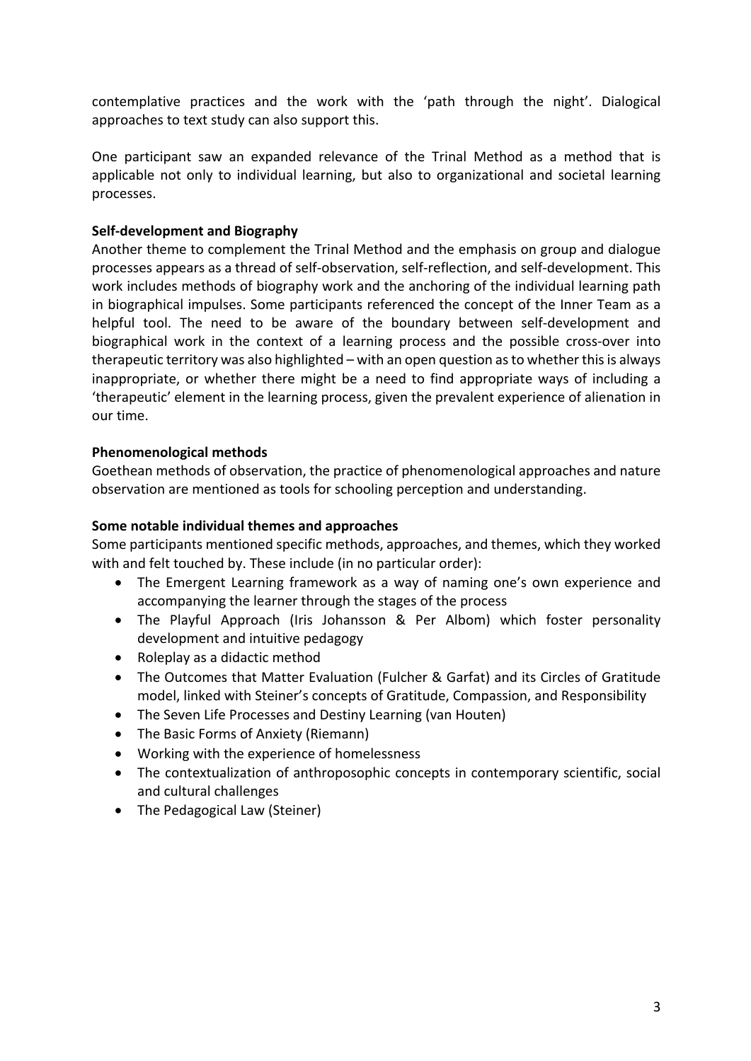contemplative practices and the work with the 'path through the night'. Dialogical approaches to text study can also support this.

One participant saw an expanded relevance of the Trinal Method as a method that is applicable not only to individual learning, but also to organizational and societal learning processes.

**Self-development and Biography**

Another theme to complement the Trinal Method and the emphasis on group and dialogue processes appears as a thread of self-observation, self-reflection, and self-development. This work includes methods of biography work and the anchoring of the individual learning path in biographical impulses. Some participants referenced the concept of the Inner Team as a helpful tool. The need to be aware of the boundary between self-development and biographical work in the context of a learning process and the possible cross-over into therapeutic territory was also highlighted – with an open question as to whether this is always inappropriate, or whether there might be a need to find appropriate ways of including a 'therapeutic' element in the learning process, given the prevalent experience of alienation in our time.

**Phenomenological methods**

Goethean methods of observation, the practice of phenomenological approaches and nature observation are mentioned as tools for schooling perception and understanding.

**Some notable individual themes and approaches**

Some participants mentioned specific methods, approaches, and themes, which they worked with and felt touched by. These include (in no particular order):

- The Emergent Learning framework as a way of naming one's own experience and accompanying the learner through the stages of the process
- The Playful Approach (Iris Johansson & Per Albom) which foster personality development and intuitive pedagogy
- Roleplay as a didactic method
- The Outcomes that Matter Evaluation (Fulcher & Garfat) and its Circles of Gratitude model, linked with Steiner's concepts of Gratitude, Compassion, and Responsibility
- The Seven Life Processes and Destiny Learning (van Houten)
- The Basic Forms of Anxiety (Riemann)
- Working with the experience of homelessness
- The contextualization of anthroposophic concepts in contemporary scientific, social and cultural challenges
- The Pedagogical Law (Steiner)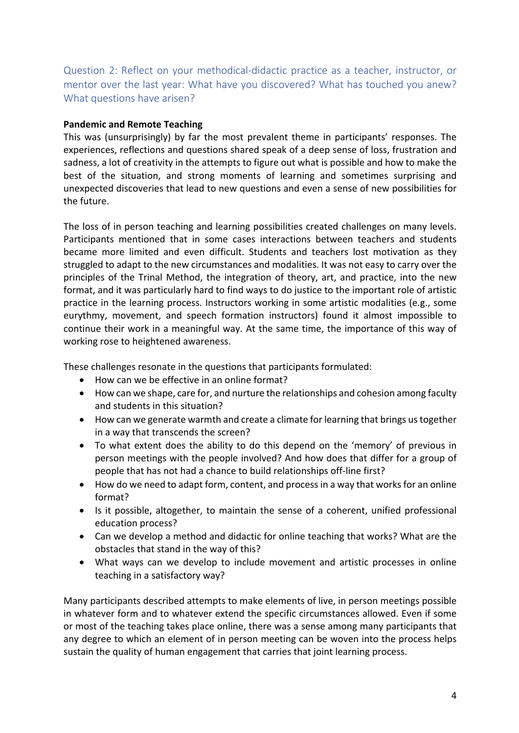## Question 2: Reflect on your methodical-didactic practice as a teacher, instructor, or mentor over the last year: What have you discovered? What has touched you anew? What questions have arisen?

**Pandemic and Remote Teaching**

This was (unsurprisingly) by far the most prevalent theme in participants' responses. The experiences, reflections and questions shared speak of a deep sense of loss, frustration and sadness, a lot of creativity in the attempts to figure out what is possible and how to make the best of the situation, and strong moments of learning and sometimes surprising and unexpected discoveries that lead to new questions and even a sense of new possibilities for the future.

The loss of in person teaching and learning possibilities created challenges on many levels. Participants mentioned that in some cases interactions between teachers and students became more limited and even difficult. Students and teachers lost motivation as they struggled to adapt to the new circumstances and modalities. It was not easy to carry over the principles of the Trinal Method, the integration of theory, art, and practice, into the new format, and it was particularly hard to find ways to do justice to the important role of artistic practice in the learning process. Instructors working in some artistic modalities (e.g., some eurythmy, movement, and speech formation instructors) found it almost impossible to continue their work in a meaningful way. At the same time, the importance of this way of working rose to heightened awareness.

These challenges resonate in the questions that participants formulated:

- How can we be effective in an online format?
- How can we shape, care for, and nurture the relationships and cohesion among faculty and students in this situation?
- How can we generate warmth and create a climate for learning that brings us together in a way that transcends the screen?
- To what extent does the ability to do this depend on the 'memory' of previous in person meetings with the people involved? And how does that differ for a group of people that has not had a chance to build relationships off-line first?
- How do we need to adapt form, content, and process in a way that works for an online format?
- Is it possible, altogether, to maintain the sense of a coherent, unified professional education process?
- Can we develop a method and didactic for online teaching that works? What are the obstacles that stand in the way of this?
- What ways can we develop to include movement and artistic processes in online teaching in a satisfactory way?

Many participants described attempts to make elements of live, in person meetings possible in whatever form and to whatever extend the specific circumstances allowed. Even if some or most of the teaching takes place online, there was a sense among many participants that any degree to which an element of in person meeting can be woven into the process helps sustain the quality of human engagement that carries that joint learning process.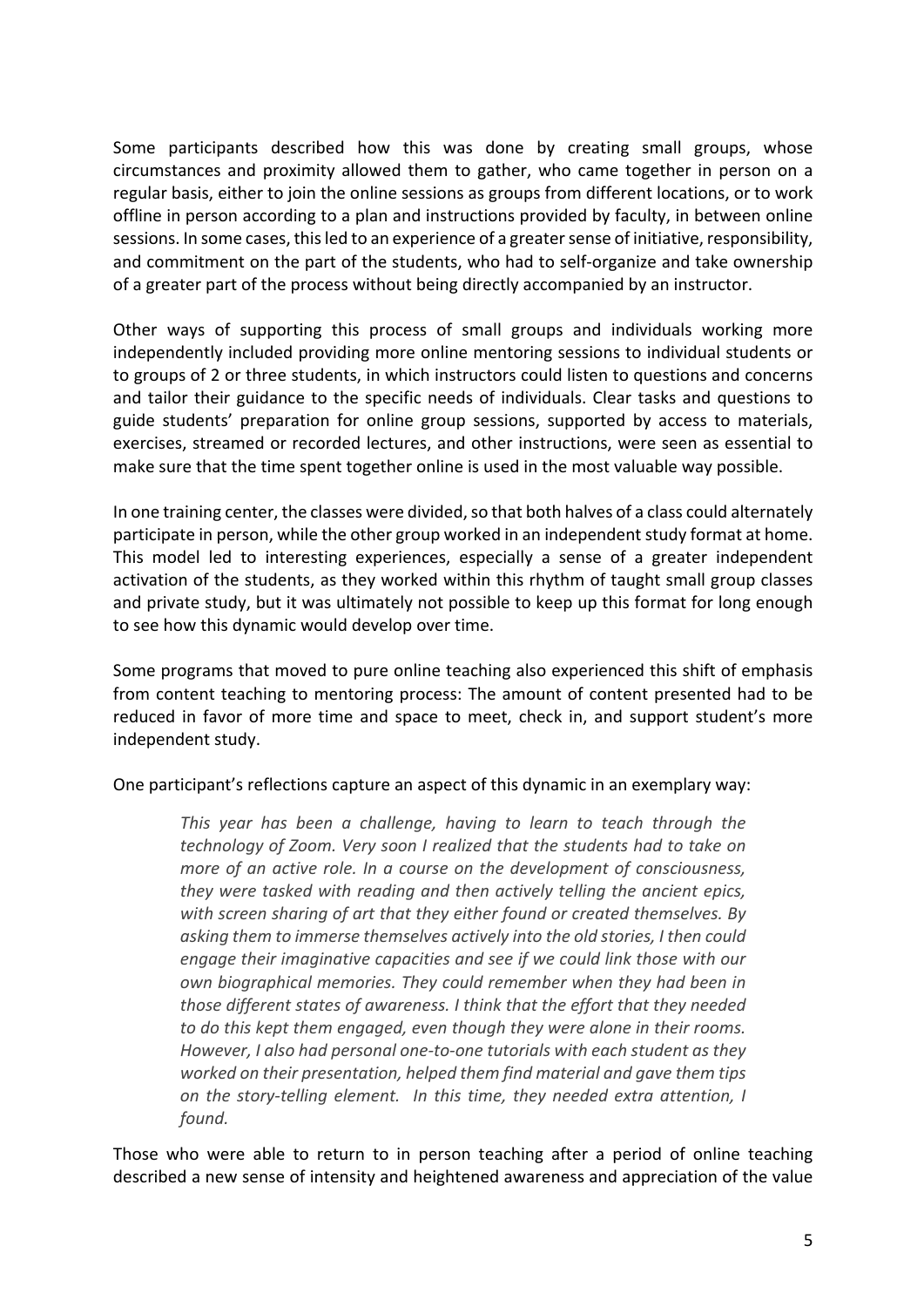Some participants described how this was done by creating small groups, whose circumstances and proximity allowed them to gather, who came together in person on a regular basis, either to join the online sessions as groups from different locations, or to work offline in person according to a plan and instructions provided by faculty, in between online sessions. In some cases, this led to an experience of a greater sense of initiative, responsibility, and commitment on the part of the students, who had to self-organize and take ownership of a greater part of the process without being directly accompanied by an instructor.

Other ways of supporting this process of small groups and individuals working more independently included providing more online mentoring sessions to individual students or to groups of 2 or three students, in which instructors could listen to questions and concerns and tailor their guidance to the specific needs of individuals. Clear tasks and questions to guide students' preparation for online group sessions, supported by access to materials, exercises, streamed or recorded lectures, and other instructions, were seen as essential to make sure that the time spent together online is used in the most valuable way possible.

In one training center, the classes were divided, so that both halves of a class could alternately participate in person, while the other group worked in an independent study format at home. This model led to interesting experiences, especially a sense of a greater independent activation of the students, as they worked within this rhythm of taught small group classes and private study, but it was ultimately not possible to keep up this format for long enough to see how this dynamic would develop over time.

Some programs that moved to pure online teaching also experienced this shift of emphasis from content teaching to mentoring process: The amount of content presented had to be reduced in favor of more time and space to meet, check in, and support student's more independent study.

One participant's reflections capture an aspect of this dynamic in an exemplary way:

> *This year has been a challenge, having to learn to teach through the technology of Zoom. Very soon I realized that the students had to take on more of an active role. In a course on the development of consciousness, they were tasked with reading and then actively telling the ancient epics, with screen sharing of art that they either found or created themselves. By asking them to immerse themselves actively into the old stories, I then could engage their imaginative capacities and see if we could link those with our own biographical memories. They could remember when they had been in those different states of awareness. I think that the effort that they needed to do this kept them engaged, even though they were alone in their rooms. However, I also had personal one-to-one tutorials with each student as they worked on their presentation, helped them find material and gave them tips on the story-telling element. In this time, they needed extra attention, I found.*

Those who were able to return to in person teaching after a period of online teaching described a new sense of intensity and heightened awareness and appreciation of the value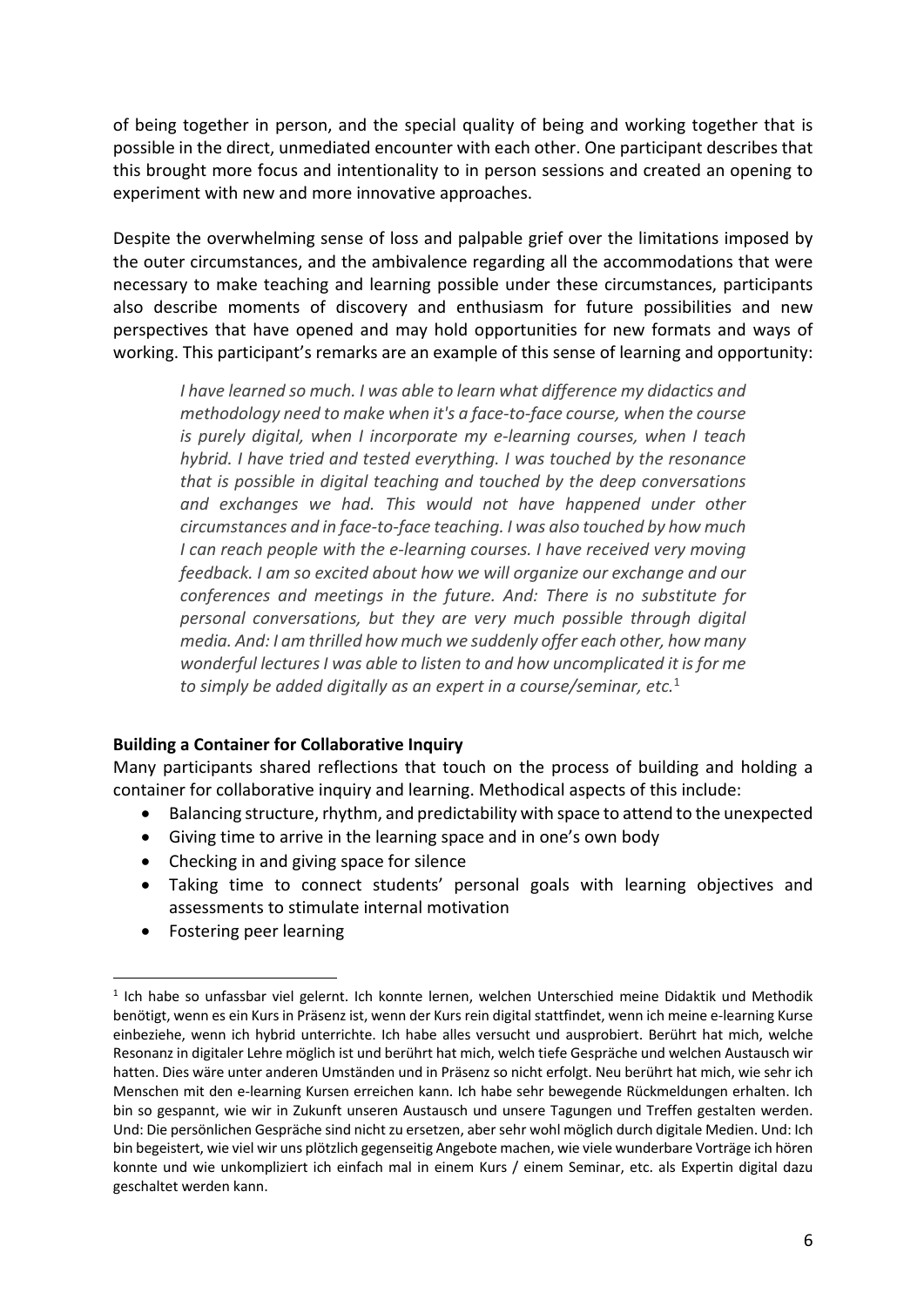of being together in person, and the special quality of being and working together that is possible in the direct, unmediated encounter with each other. One participant describes that this brought more focus and intentionality to in person sessions and created an opening to experiment with new and more innovative approaches.

Despite the overwhelming sense of loss and palpable grief over the limitations imposed by the outer circumstances, and the ambivalence regarding all the accommodations that were necessary to make teaching and learning possible under these circumstances, participants also describe moments of discovery and enthusiasm for future possibilities and new perspectives that have opened and may hold opportunities for new formats and ways of working. This participant's remarks are an example of this sense of learning and opportunity:

> *I have learned so much. I was able to learn what difference my didactics and methodology need to make when it's a face-to-face course, when the course is purely digital, when I incorporate my e-learning courses, when I teach hybrid. I have tried and tested everything. I was touched by the resonance that is possible in digital teaching and touched by the deep conversations and exchanges we had. This would not have happened under other circumstances and in face-to-face teaching. I was also touched by how much I can reach people with the e-learning courses. I have received very moving feedback. I am so excited about how we will organize our exchange and our conferences and meetings in the future. And: There is no substitute for personal conversations, but they are very much possible through digital media. And: I am thrilled how much we suddenly offer each other, how many wonderful lectures I was able to listen to and how uncomplicated it is for me to simply be added digitally as an expert in a course/seminar, etc.*[1]

**Building a Container for Collaborative Inquiry**

Many participants shared reflections that touch on the process of building and holding a container for collaborative inquiry and learning. Methodical aspects of this include:

- Balancing structure, rhythm, and predictability with space to attend to the unexpected
- Giving time to arrive in the learning space and in one's own body
- Checking in and giving space for silence
- Taking time to connect students' personal goals with learning objectives and assessments to stimulate internal motivation
- Fostering peer learning

---

[1] Ich habe so unfassbar viel gelernt. Ich konnte lernen, welchen Unterschied meine Didaktik und Methodik benötigt, wenn es ein Kurs in Präsenz ist, wenn der Kurs rein digital stattfindet, wenn ich meine e-learning Kurse einbeziehe, wenn ich hybrid unterrichte. Ich habe alles versucht und ausprobiert. Berührt hat mich, welche Resonanz in digitaler Lehre möglich ist und berührt hat mich, welch tiefe Gespräche und welchen Austausch wir hatten. Dies wäre unter anderen Umständen und in Präsenz so nicht erfolgt. Neu berührt hat mich, wie sehr ich Menschen mit den e-learning Kursen erreichen kann. Ich habe sehr bewegende Rückmeldungen erhalten. Ich bin so gespannt, wie wir in Zukunft unseren Austausch und unsere Tagungen und Treffen gestalten werden. Und: Die persönlichen Gespräche sind nicht zu ersetzen, aber sehr wohl möglich durch digitale Medien. Und: Ich bin begeistert, wie viel wir uns plötzlich gegenseitig Angebote machen, wie viele wunderbare Vorträge ich hören konnte und wie unkompliziert ich einfach mal in einem Kurs / einem Seminar, etc. als Expertin digital dazu geschaltet werden kann.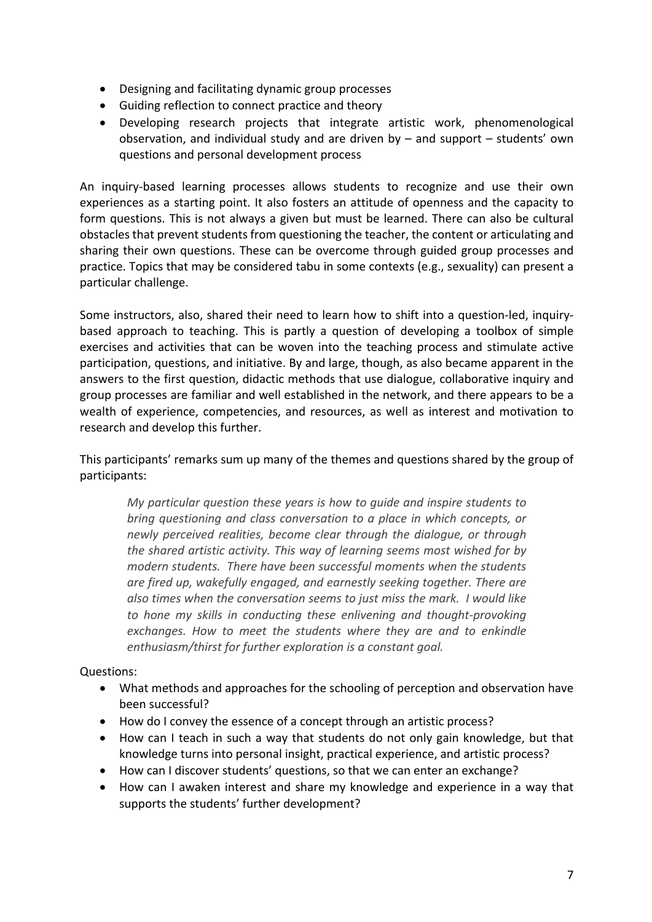- Designing and facilitating dynamic group processes
- Guiding reflection to connect practice and theory
- Developing research projects that integrate artistic work, phenomenological observation, and individual study and are driven by – and support – students' own questions and personal development process

An inquiry-based learning processes allows students to recognize and use their own experiences as a starting point. It also fosters an attitude of openness and the capacity to form questions. This is not always a given but must be learned. There can also be cultural obstacles that prevent students from questioning the teacher, the content or articulating and sharing their own questions. These can be overcome through guided group processes and practice. Topics that may be considered tabu in some contexts (e.g., sexuality) can present a particular challenge.

Some instructors, also, shared their need to learn how to shift into a question-led, inquiry-based approach to teaching. This is partly a question of developing a toolbox of simple exercises and activities that can be woven into the teaching process and stimulate active participation, questions, and initiative. By and large, though, as also became apparent in the answers to the first question, didactic methods that use dialogue, collaborative inquiry and group processes are familiar and well established in the network, and there appears to be a wealth of experience, competencies, and resources, as well as interest and motivation to research and develop this further.

This participants' remarks sum up many of the themes and questions shared by the group of participants:

> *My particular question these years is how to guide and inspire students to bring questioning and class conversation to a place in which concepts, or newly perceived realities, become clear through the dialogue, or through the shared artistic activity. This way of learning seems most wished for by modern students. There have been successful moments when the students are fired up, wakefully engaged, and earnestly seeking together. There are also times when the conversation seems to just miss the mark. I would like to hone my skills in conducting these enlivening and thought-provoking exchanges. How to meet the students where they are and to enkindle enthusiasm/thirst for further exploration is a constant goal.*

Questions:

- What methods and approaches for the schooling of perception and observation have been successful?
- How do I convey the essence of a concept through an artistic process?
- How can I teach in such a way that students do not only gain knowledge, but that knowledge turns into personal insight, practical experience, and artistic process?
- How can I discover students' questions, so that we can enter an exchange?
- How can I awaken interest and share my knowledge and experience in a way that supports the students' further development?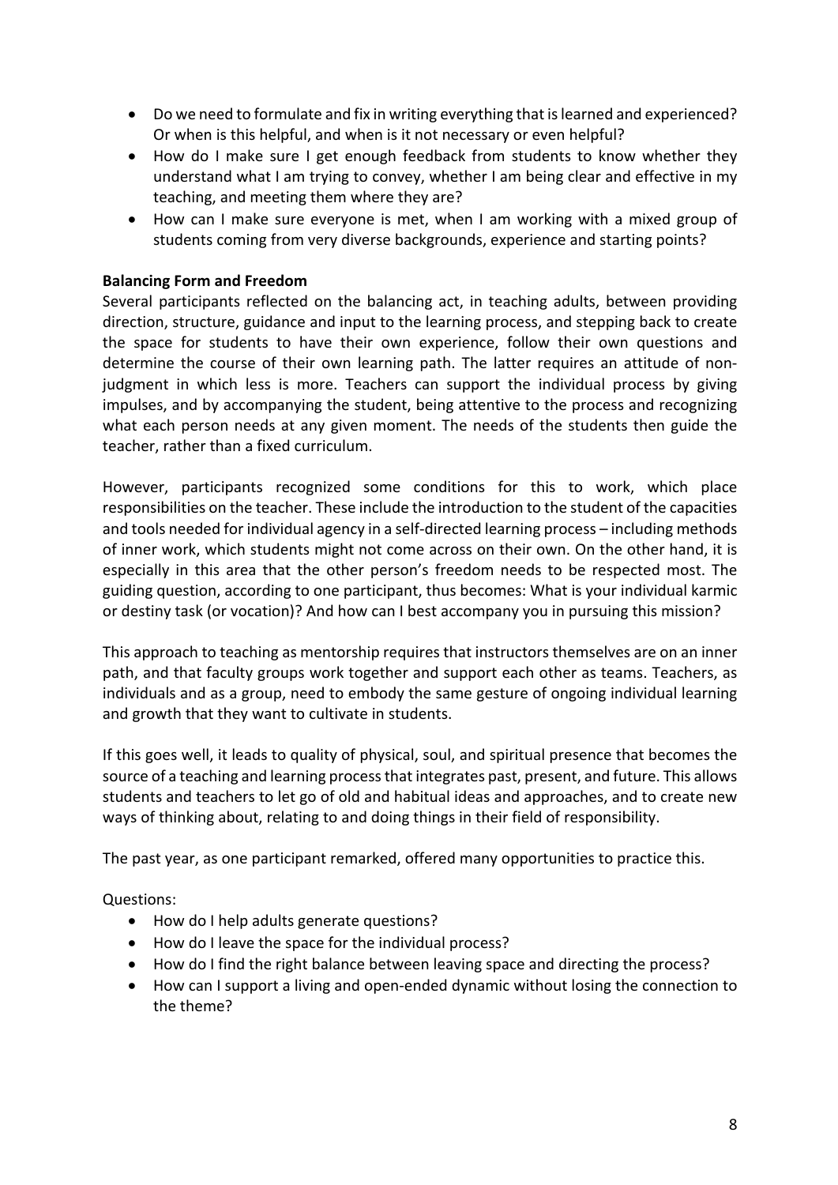- Do we need to formulate and fix in writing everything that is learned and experienced? Or when is this helpful, and when is it not necessary or even helpful?
- How do I make sure I get enough feedback from students to know whether they understand what I am trying to convey, whether I am being clear and effective in my teaching, and meeting them where they are?
- How can I make sure everyone is met, when I am working with a mixed group of students coming from very diverse backgrounds, experience and starting points?

**Balancing Form and Freedom**

Several participants reflected on the balancing act, in teaching adults, between providing direction, structure, guidance and input to the learning process, and stepping back to create the space for students to have their own experience, follow their own questions and determine the course of their own learning path. The latter requires an attitude of non-judgment in which less is more. Teachers can support the individual process by giving impulses, and by accompanying the student, being attentive to the process and recognizing what each person needs at any given moment. The needs of the students then guide the teacher, rather than a fixed curriculum.

However, participants recognized some conditions for this to work, which place responsibilities on the teacher. These include the introduction to the student of the capacities and tools needed for individual agency in a self-directed learning process – including methods of inner work, which students might not come across on their own. On the other hand, it is especially in this area that the other person's freedom needs to be respected most. The guiding question, according to one participant, thus becomes: What is your individual karmic or destiny task (or vocation)? And how can I best accompany you in pursuing this mission?

This approach to teaching as mentorship requires that instructors themselves are on an inner path, and that faculty groups work together and support each other as teams. Teachers, as individuals and as a group, need to embody the same gesture of ongoing individual learning and growth that they want to cultivate in students.

If this goes well, it leads to quality of physical, soul, and spiritual presence that becomes the source of a teaching and learning process that integrates past, present, and future. This allows students and teachers to let go of old and habitual ideas and approaches, and to create new ways of thinking about, relating to and doing things in their field of responsibility.

The past year, as one participant remarked, offered many opportunities to practice this.

Questions:

- How do I help adults generate questions?
- How do I leave the space for the individual process?
- How do I find the right balance between leaving space and directing the process?
- How can I support a living and open-ended dynamic without losing the connection to the theme?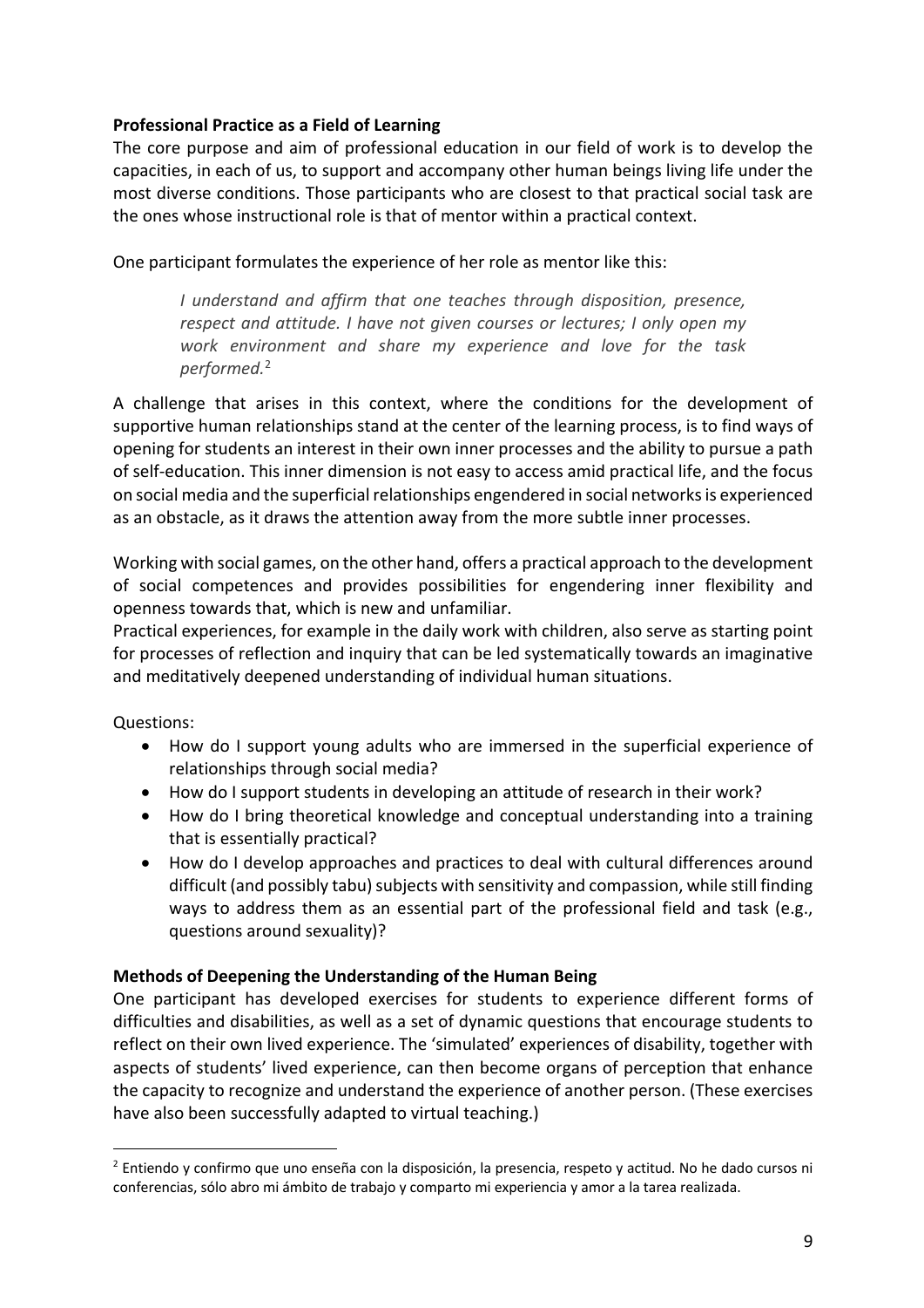**Professional Practice as a Field of Learning**

The core purpose and aim of professional education in our field of work is to develop the capacities, in each of us, to support and accompany other human beings living life under the most diverse conditions. Those participants who are closest to that practical social task are the ones whose instructional role is that of mentor within a practical context.

One participant formulates the experience of her role as mentor like this:

> *I understand and affirm that one teaches through disposition, presence, respect and attitude. I have not given courses or lectures; I only open my work environment and share my experience and love for the task performed.*[2]

A challenge that arises in this context, where the conditions for the development of supportive human relationships stand at the center of the learning process, is to find ways of opening for students an interest in their own inner processes and the ability to pursue a path of self-education. This inner dimension is not easy to access amid practical life, and the focus on social media and the superficial relationships engendered in social networks is experienced as an obstacle, as it draws the attention away from the more subtle inner processes.

Working with social games, on the other hand, offers a practical approach to the development of social competences and provides possibilities for engendering inner flexibility and openness towards that, which is new and unfamiliar.
Practical experiences, for example in the daily work with children, also serve as starting point for processes of reflection and inquiry that can be led systematically towards an imaginative and meditatively deepened understanding of individual human situations.

Questions:

- How do I support young adults who are immersed in the superficial experience of relationships through social media?
- How do I support students in developing an attitude of research in their work?
- How do I bring theoretical knowledge and conceptual understanding into a training that is essentially practical?
- How do I develop approaches and practices to deal with cultural differences around difficult (and possibly tabu) subjects with sensitivity and compassion, while still finding ways to address them as an essential part of the professional field and task (e.g., questions around sexuality)?

**Methods of Deepening the Understanding of the Human Being**

One participant has developed exercises for students to experience different forms of difficulties and disabilities, as well as a set of dynamic questions that encourage students to reflect on their own lived experience. The 'simulated' experiences of disability, together with aspects of students' lived experience, can then become organs of perception that enhance the capacity to recognize and understand the experience of another person. (These exercises have also been successfully adapted to virtual teaching.)

---

[2] Entiendo y confirmo que uno enseña con la disposición, la presencia, respeto y actitud. No he dado cursos ni conferencias, sólo abro mi ámbito de trabajo y comparto mi experiencia y amor a la tarea realizada.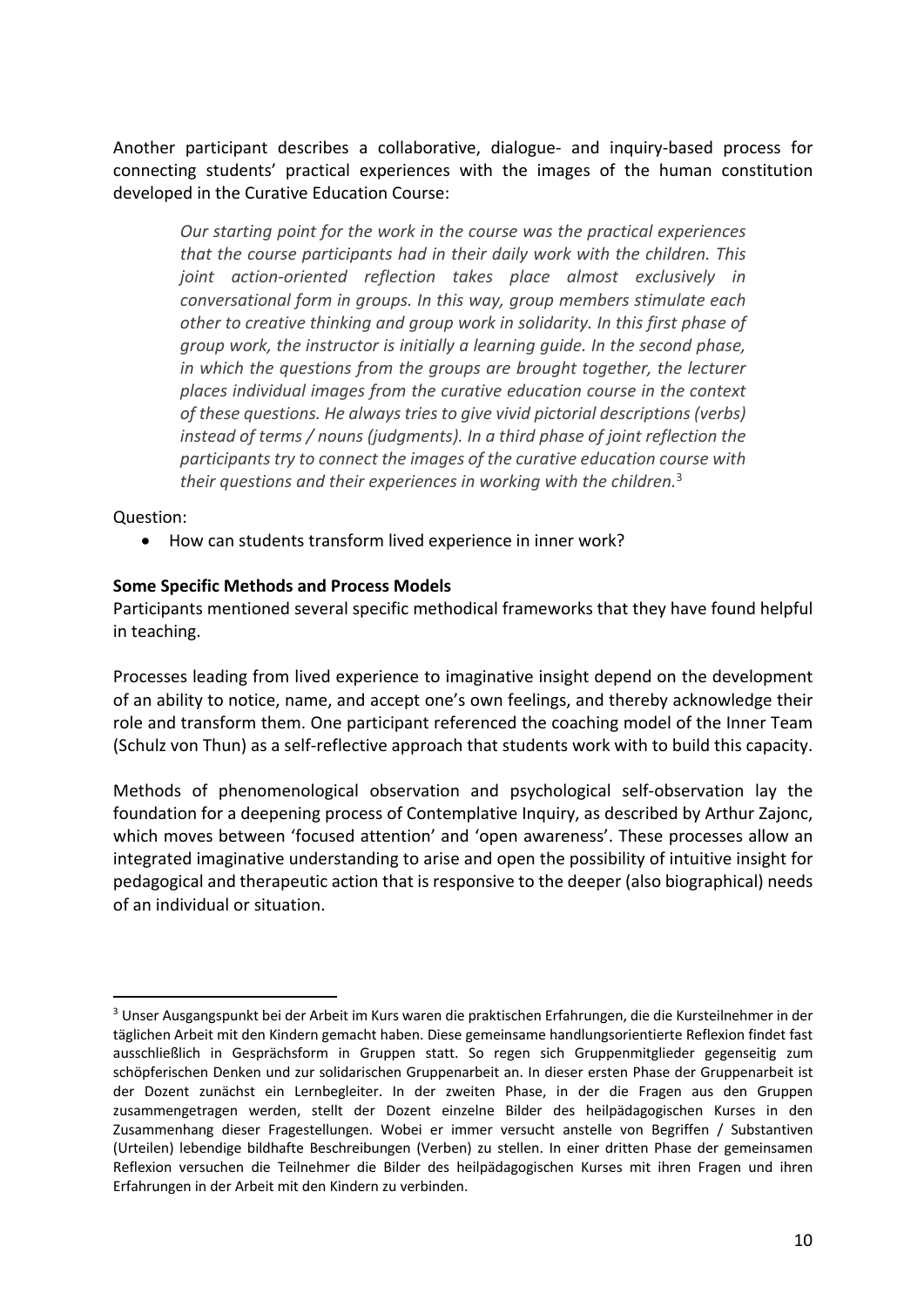Another participant describes a collaborative, dialogue- and inquiry-based process for connecting students' practical experiences with the images of the human constitution developed in the Curative Education Course:

> *Our starting point for the work in the course was the practical experiences that the course participants had in their daily work with the children. This joint action-oriented reflection takes place almost exclusively in conversational form in groups. In this way, group members stimulate each other to creative thinking and group work in solidarity. In this first phase of group work, the instructor is initially a learning guide. In the second phase, in which the questions from the groups are brought together, the lecturer places individual images from the curative education course in the context of these questions. He always tries to give vivid pictorial descriptions (verbs) instead of terms / nouns (judgments). In a third phase of joint reflection the participants try to connect the images of the curative education course with their questions and their experiences in working with the children.*[3]

Question:

- How can students transform lived experience in inner work?

**Some Specific Methods and Process Models**

Participants mentioned several specific methodical frameworks that they have found helpful in teaching.

Processes leading from lived experience to imaginative insight depend on the development of an ability to notice, name, and accept one's own feelings, and thereby acknowledge their role and transform them. One participant referenced the coaching model of the Inner Team (Schulz von Thun) as a self-reflective approach that students work with to build this capacity.

Methods of phenomenological observation and psychological self-observation lay the foundation for a deepening process of Contemplative Inquiry, as described by Arthur Zajonc, which moves between 'focused attention' and 'open awareness'. These processes allow an integrated imaginative understanding to arise and open the possibility of intuitive insight for pedagogical and therapeutic action that is responsive to the deeper (also biographical) needs of an individual or situation.

---

[3] Unser Ausgangspunkt bei der Arbeit im Kurs waren die praktischen Erfahrungen, die die Kursteilnehmer in der täglichen Arbeit mit den Kindern gemacht haben. Diese gemeinsame handlungsorientierte Reflexion findet fast ausschließlich in Gesprächsform in Gruppen statt. So regen sich Gruppenmitglieder gegenseitig zum schöpferischen Denken und zur solidarischen Gruppenarbeit an. In dieser ersten Phase der Gruppenarbeit ist der Dozent zunächst ein Lernbegleiter. In der zweiten Phase, in der die Fragen aus den Gruppen zusammengetragen werden, stellt der Dozent einzelne Bilder des heilpädagogischen Kurses in den Zusammenhang dieser Fragestellungen. Wobei er immer versucht anstelle von Begriffen / Substantiven (Urteilen) lebendige bildhafte Beschreibungen (Verben) zu stellen. In einer dritten Phase der gemeinsamen Reflexion versuchen die Teilnehmer die Bilder des heilpädagogischen Kurses mit ihren Fragen und ihren Erfahrungen in der Arbeit mit den Kindern zu verbinden.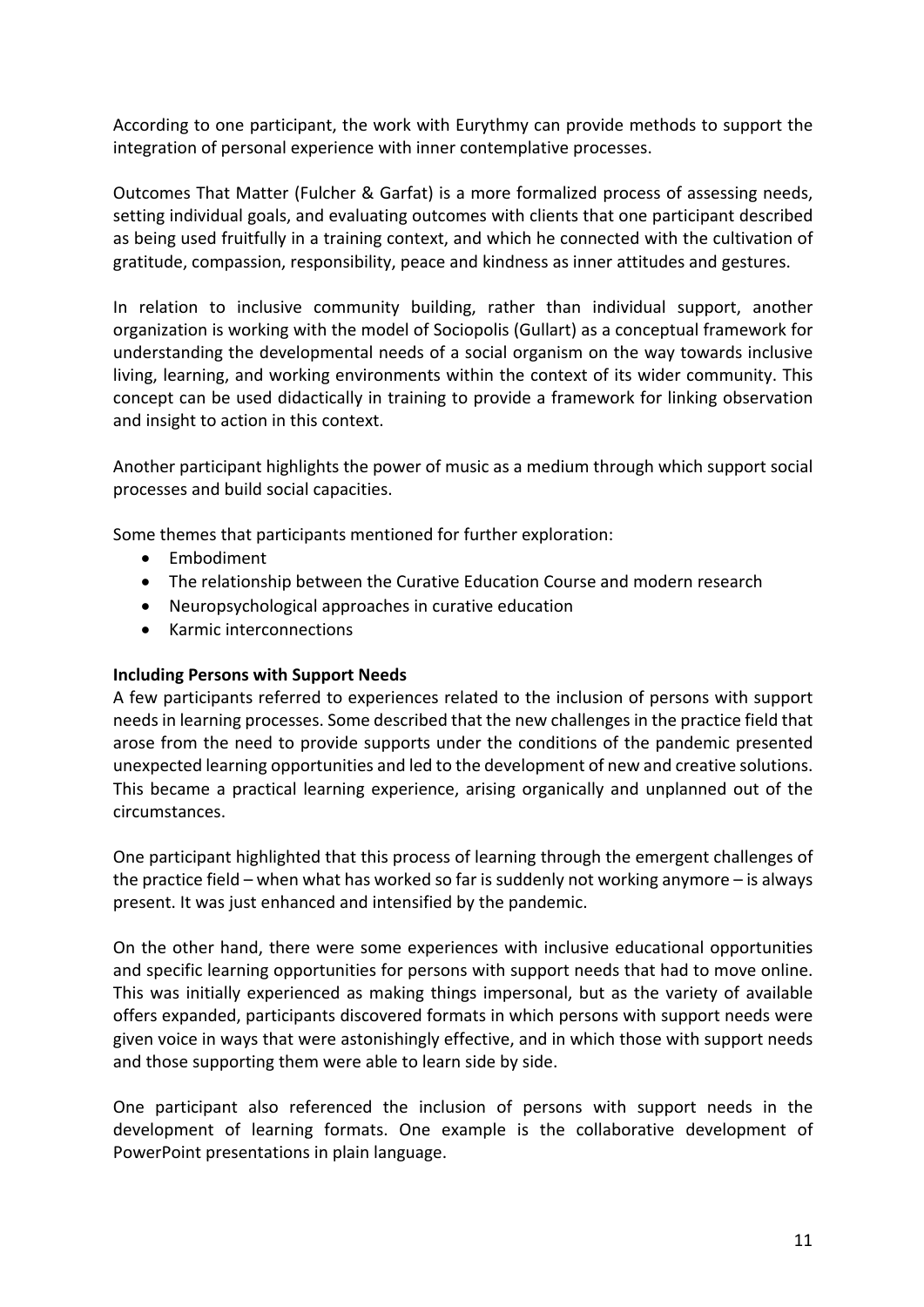According to one participant, the work with Eurythmy can provide methods to support the integration of personal experience with inner contemplative processes.

Outcomes That Matter (Fulcher & Garfat) is a more formalized process of assessing needs, setting individual goals, and evaluating outcomes with clients that one participant described as being used fruitfully in a training context, and which he connected with the cultivation of gratitude, compassion, responsibility, peace and kindness as inner attitudes and gestures.

In relation to inclusive community building, rather than individual support, another organization is working with the model of Sociopolis (Gullart) as a conceptual framework for understanding the developmental needs of a social organism on the way towards inclusive living, learning, and working environments within the context of its wider community. This concept can be used didactically in training to provide a framework for linking observation and insight to action in this context.

Another participant highlights the power of music as a medium through which support social processes and build social capacities.

Some themes that participants mentioned for further exploration:

- Embodiment
- The relationship between the Curative Education Course and modern research
- Neuropsychological approaches in curative education
- Karmic interconnections

**Including Persons with Support Needs**

A few participants referred to experiences related to the inclusion of persons with support needs in learning processes. Some described that the new challenges in the practice field that arose from the need to provide supports under the conditions of the pandemic presented unexpected learning opportunities and led to the development of new and creative solutions. This became a practical learning experience, arising organically and unplanned out of the circumstances.

One participant highlighted that this process of learning through the emergent challenges of the practice field – when what has worked so far is suddenly not working anymore – is always present. It was just enhanced and intensified by the pandemic.

On the other hand, there were some experiences with inclusive educational opportunities and specific learning opportunities for persons with support needs that had to move online. This was initially experienced as making things impersonal, but as the variety of available offers expanded, participants discovered formats in which persons with support needs were given voice in ways that were astonishingly effective, and in which those with support needs and those supporting them were able to learn side by side.

One participant also referenced the inclusion of persons with support needs in the development of learning formats. One example is the collaborative development of PowerPoint presentations in plain language.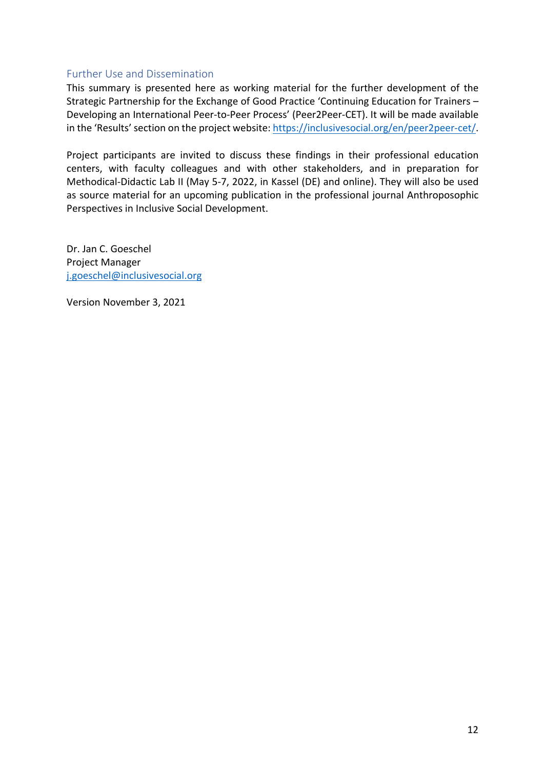## Further Use and Dissemination

This summary is presented here as working material for the further development of the Strategic Partnership for the Exchange of Good Practice 'Continuing Education for Trainers – Developing an International Peer-to-Peer Process' (Peer2Peer-CET). It will be made available in the 'Results' section on the project website: https://inclusivesocial.org/en/peer2peer-cet/.

Project participants are invited to discuss these findings in their professional education centers, with faculty colleagues and with other stakeholders, and in preparation for Methodical-Didactic Lab II (May 5-7, 2022, in Kassel (DE) and online). They will also be used as source material for an upcoming publication in the professional journal Anthroposophic Perspectives in Inclusive Social Development.

Dr. Jan C. Goeschel
Project Manager
j.goeschel@inclusivesocial.org

Version November 3, 2021